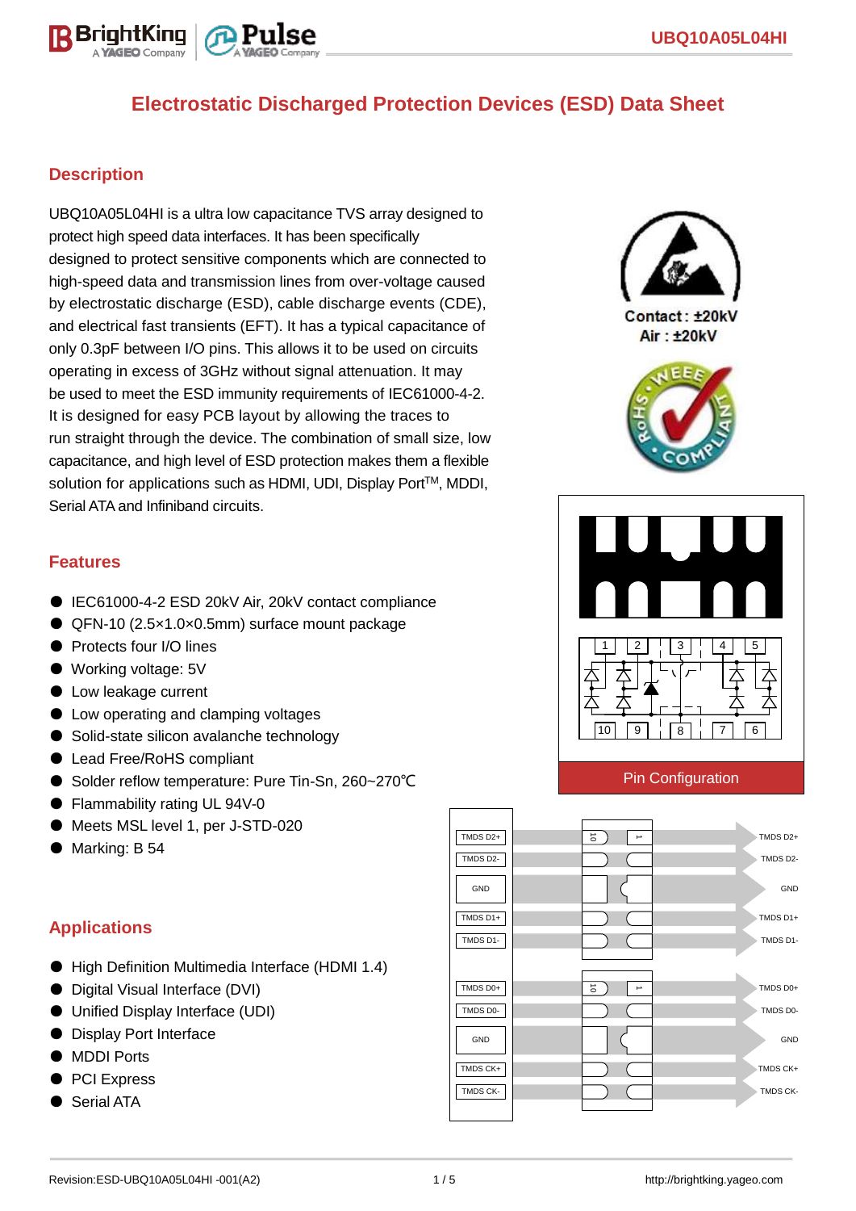# Electrostatic Discharged Protection Devices (ESD) Data Sheet

## Description

UBQ10A05L04HI is a ultra low capacitance TVS array designed to protect high speed data interfaces. It has been specifically designed to protect sensitive components which are connected to high-speed data and transmission lines from over-voltage caused by electrostatic discharge (ESD), cable discharge events (CDE), and electrical fast transients (EFT). It has a typical capacitance of only 0.3pF between I/O pins. This allows it to be used on circuits operating in excess of 3GHz without signal attenuation. It may be used to meet the ESD immunity requirements of IEC61000-4-2. It is designed for easy PCB layout by allowing the traces to run straight through the device. The combination of small size, low capacitance, and high level of ESD protection makes them a flexible solution for applications such as HDMI, UDI, Display Port$^{TM}$, MDDI, Serial ATA and Infiniband circuits.

Contact : ±20kV
Air : ±20kV

## Features

- IEC61000-4-2 ESD 20kV Air, 20kV contact compliance
- QFN-10 (2.5×1.0×0.5mm) surface mount package
- Protects four I/O lines
- Working voltage: 5V
- Low leakage current
- Low operating and clamping voltages
- Solid-state silicon avalanche technology
- Lead Free/RoHS compliant
- Solder reflow temperature: Pure Tin-Sn, 260~270℃
- Flammability rating UL 94V-0
- Meets MSL level 1, per J-STD-020
- Marking: B 54

Pin Configuration

## Applications

- High Definition Multimedia Interface (HDMI 1.4)
- Digital Visual Interface (DVI)
- Unified Display Interface (UDI)
- Display Port Interface
- MDDI Ports
- PCI Express
- Serial ATA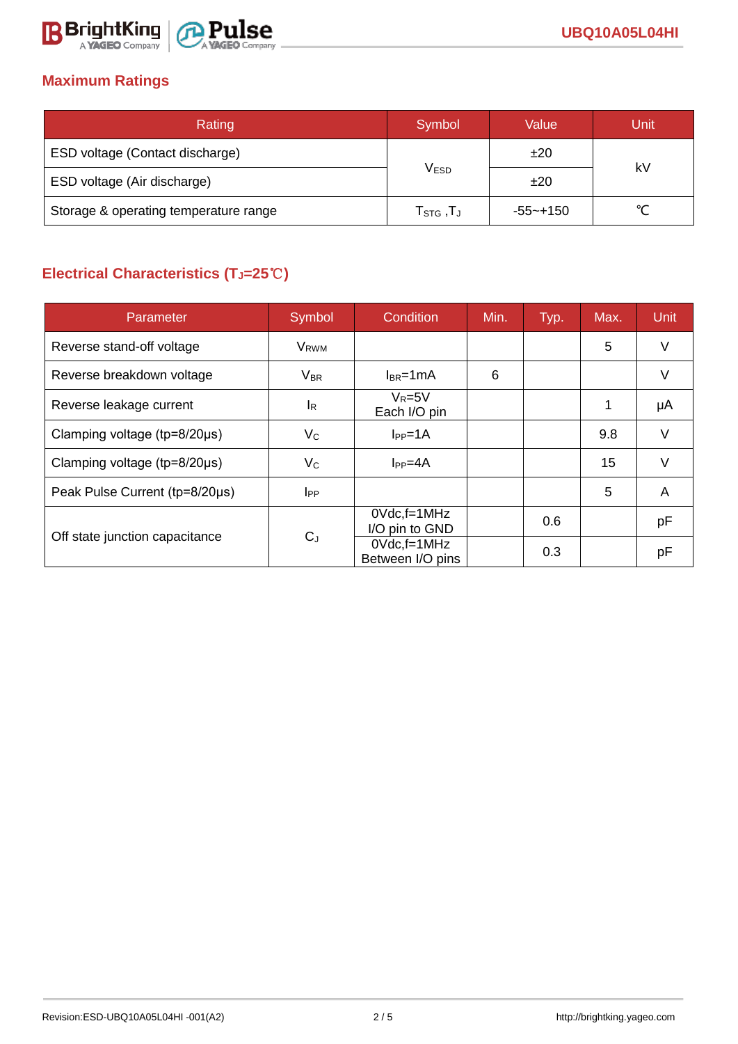## Maximum Ratings

| Rating | Symbol | Value | Unit |
|---|---|---|---|
| ESD voltage (Contact discharge) | $V_{ESD}$ | ±20 | kV |
| ESD voltage (Air discharge) | | ±20 | |
| Storage & operating temperature range | $T_{STG}$ ,$T_J$ | -55~+150 | ℃ |

## Electrical Characteristics ($T_J$=25℃)

| Parameter | Symbol | Condition | Min. | Typ. | Max. | Unit |
|---|---|---|---|---|---|---|
| Reverse stand-off voltage | $V_{RWM}$ | | | | 5 | V |
| Reverse breakdown voltage | $V_{BR}$ | $I_{BR}$=1mA | 6 | | | V |
| Reverse leakage current | $I_R$ | $V_R$=5V Each I/O pin | | | 1 | μA |
| Clamping voltage (tp=8/20μs) | $V_C$ | $I_{PP}$=1A | | | 9.8 | V |
| Clamping voltage (tp=8/20μs) | $V_C$ | $I_{PP}$=4A | | | 15 | V |
| Peak Pulse Current (tp=8/20μs) | $I_{PP}$ | | | | 5 | A |
| Off state junction capacitance | $C_J$ | 0Vdc,f=1MHz I/O pin to GND | | 0.6 | | pF |
| | | 0Vdc,f=1MHz Between I/O pins | | 0.3 | | pF |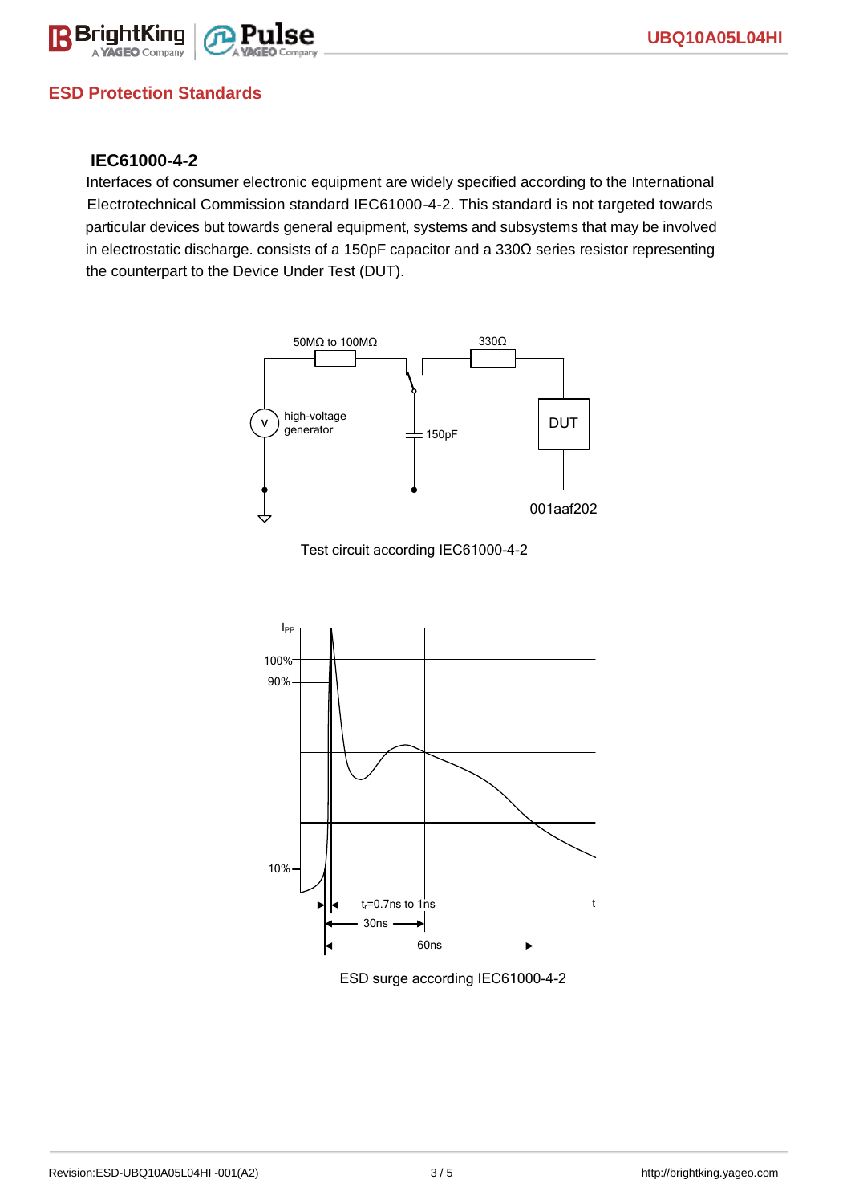## ESD Protection Standards

### IEC61000-4-2

Interfaces of consumer electronic equipment are widely specified according to the International Electrotechnical Commission standard IEC61000-4-2. This standard is not targeted towards particular devices but towards general equipment, systems and subsystems that may be involved in electrostatic discharge. consists of a 150pF capacitor and a 330Ω series resistor representing the counterpart to the Device Under Test (DUT).

Test circuit according IEC61000-4-2

ESD surge according IEC61000-4-2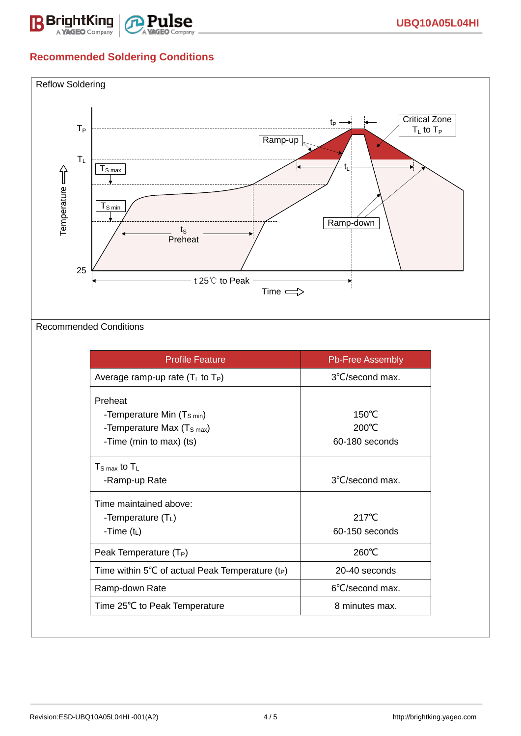## Recommended Soldering Conditions

Reflow Soldering

$T_P$

$T_L$

$T_{S\ max}$

$T_{S\ min}$

25

Temperature

$t_P$

Critical Zone $T_L$ to $T_P$

Ramp-up

$t_L$

$t_S$ Preheat

Ramp-down

t 25℃ to Peak

Time

Recommended Conditions

| Profile Feature | Pb-Free Assembly |
|---|---|
| Average ramp-up rate ($T_L$ to $T_P$) | 3℃/second max. |
| Preheat<br>-Temperature Min ($T_{S\ min}$)<br>-Temperature Max ($T_{S\ max}$)<br>-Time (min to max) (ts) | <br>150℃<br>200℃<br>60-180 seconds |
| $T_{S\ max}$ to $T_L$<br>-Ramp-up Rate | <br>3℃/second max. |
| Time maintained above:<br>-Temperature ($T_L$)<br>-Time ($t_L$) | <br>217℃<br>60-150 seconds |
| Peak Temperature ($T_P$) | 260℃ |
| Time within 5℃ of actual Peak Temperature ($t_P$) | 20-40 seconds |
| Ramp-down Rate | 6℃/second max. |
| Time 25℃ to Peak Temperature | 8 minutes max. |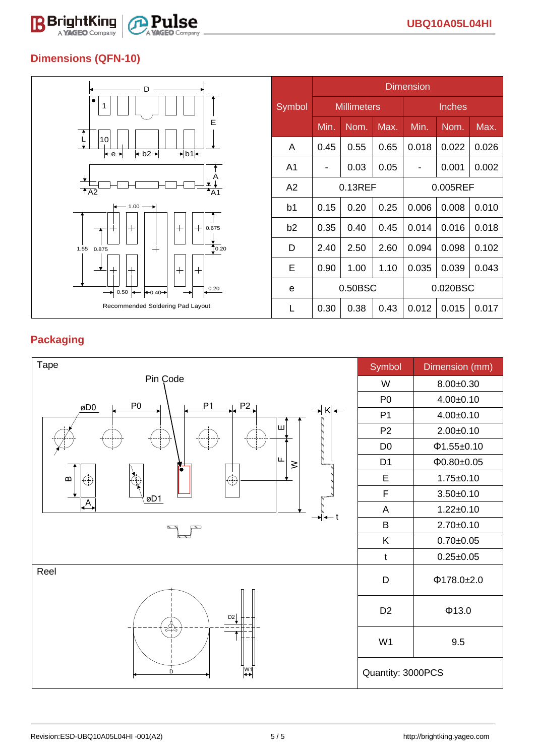## Dimensions (QFN-10)

D
1
E
10
L
e
b2
b1
A
A2
A1
1.00
0.675
1.55
0.875
0.20
0.50
0.40
0.20
Recommended Soldering Pad Layout

| Symbol | Dimension | | | | | |
|---|---|---|---|---|---|---|
| | Millimeters | | | Inches | | |
| | Min. | Nom. | Max. | Min. | Nom. | Max. |
| A | 0.45 | 0.55 | 0.65 | 0.018 | 0.022 | 0.026 |
| A1 | - | 0.03 | 0.05 | - | 0.001 | 0.002 |
| A2 | 0.13REF | | | 0.005REF | | |
| b1 | 0.15 | 0.20 | 0.25 | 0.006 | 0.008 | 0.010 |
| b2 | 0.35 | 0.40 | 0.45 | 0.014 | 0.016 | 0.018 |
| D | 2.40 | 2.50 | 2.60 | 0.094 | 0.098 | 0.102 |
| E | 0.90 | 1.00 | 1.10 | 0.035 | 0.039 | 0.043 |
| e | 0.50BSC | | | 0.020BSC | | |
| L | 0.30 | 0.38 | 0.43 | 0.012 | 0.015 | 0.017 |

## Packaging

Tape

Pin Code
øD0
P0
P1
P2
K
E
F
W
B
A
øD1
t

| Symbol | Dimension (mm) |
|---|---|
| W | 8.00±0.30 |
| P0 | 4.00±0.10 |
| P1 | 4.00±0.10 |
| P2 | 2.00±0.10 |
| D0 | Φ1.55±0.10 |
| D1 | Φ0.80±0.05 |
| E | 1.75±0.10 |
| F | 3.50±0.10 |
| A | 1.22±0.10 |
| B | 2.70±0.10 |
| K | 0.70±0.05 |
| t | 0.25±0.05 |

Reel

D2
D
W1

| Symbol | Dimension (mm) |
|---|---|
| D | Φ178.0±2.0 |
| D2 | Φ13.0 |
| W1 | 9.5 |
| Quantity: 3000PCS | |

Revision:ESD-UBQ10A05L04HI -001(A2)

http://brightking.yageo.com